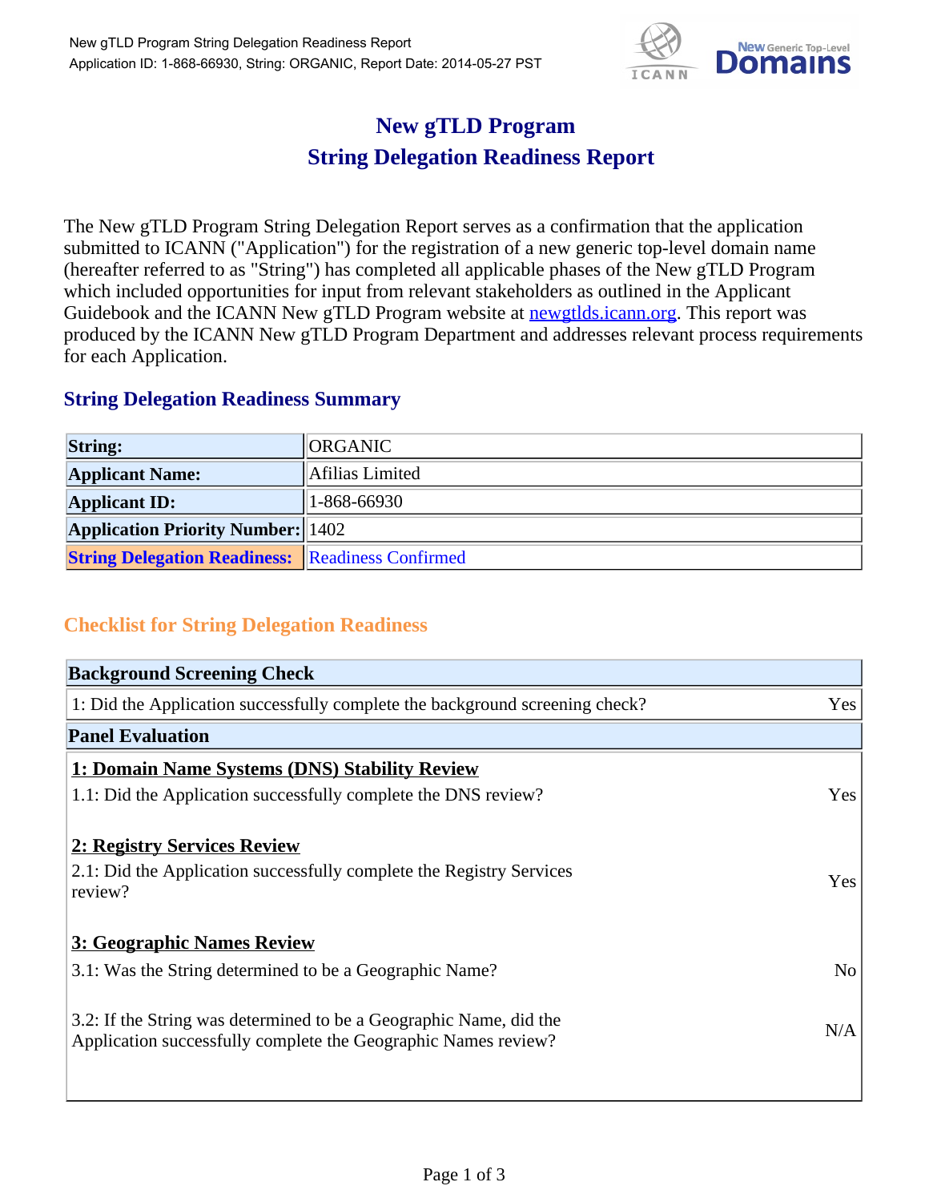# New gTLD Program
# String Delegation Readiness Report

The New gTLD Program String Delegation Report serves as a confirmation that the application submitted to ICANN ("Application") for the registration of a new generic top-level domain name (hereafter referred to as "String") has completed all applicable phases of the New gTLD Program which included opportunities for input from relevant stakeholders as outlined in the Applicant Guidebook and the ICANN New gTLD Program website at newgtlds.icann.org. This report was produced by the ICANN New gTLD Program Department and addresses relevant process requirements for each Application.

## String Delegation Readiness Summary

| **String:** | ORGANIC |
|---|---|
| **Applicant Name:** | Afilias Limited |
| **Applicant ID:** | 1-868-66930 |
| **Application Priority Number:** | 1402 |
| **String Delegation Readiness:** | Readiness Confirmed |

## Checklist for String Delegation Readiness

| **Background Screening Check** | |
|---|---|
| 1: Did the Application successfully complete the background screening check? | Yes |
| **Panel Evaluation** | |
| **1: Domain Name Systems (DNS) Stability Review** | |
| 1.1: Did the Application successfully complete the DNS review? | Yes |
| **2: Registry Services Review** | |
| 2.1: Did the Application successfully complete the Registry Services review? | Yes |
| **3: Geographic Names Review** | |
| 3.1: Was the String determined to be a Geographic Name? | No |
| 3.2: If the String was determined to be a Geographic Name, did the Application successfully complete the Geographic Names review? | N/A |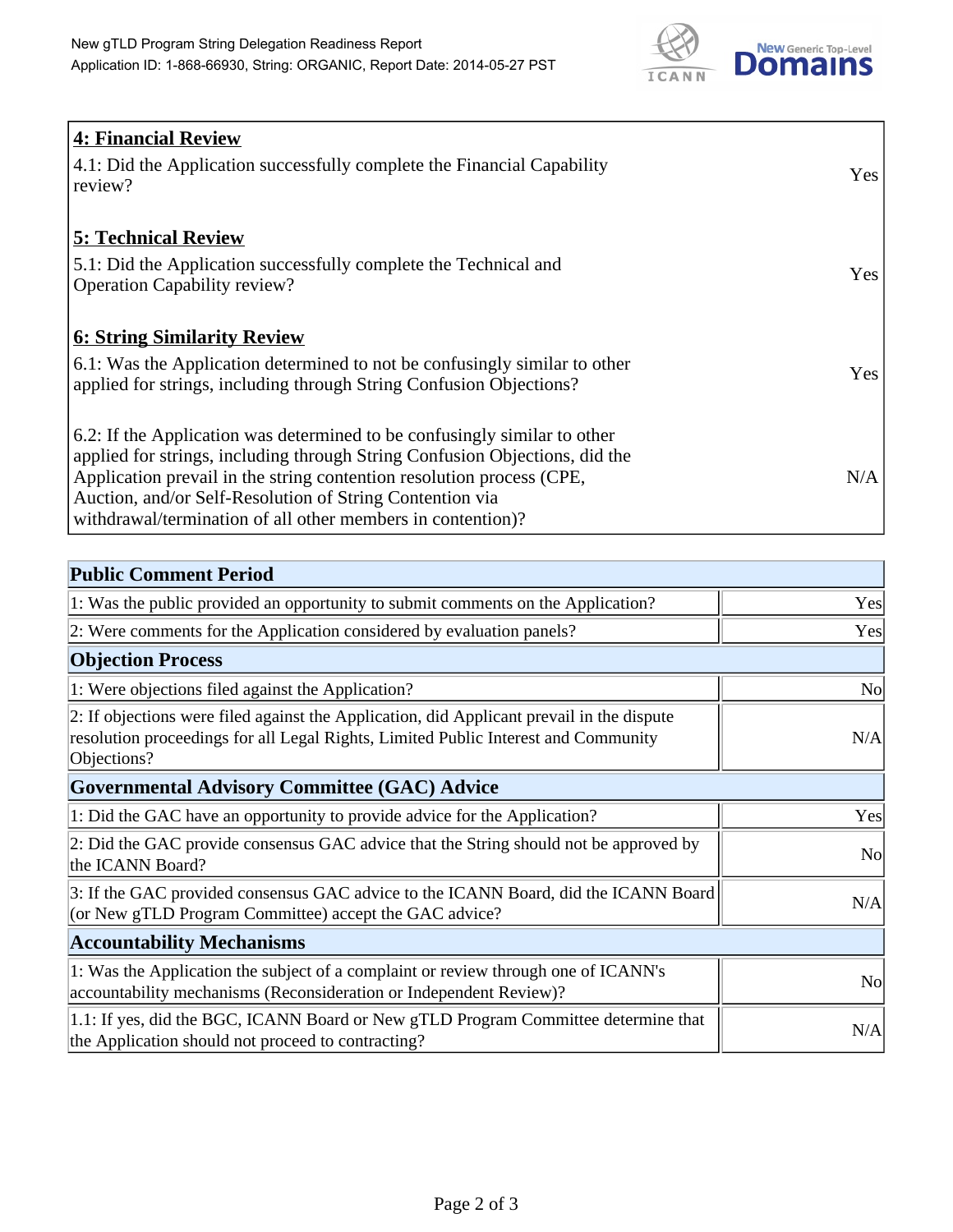| **4: Financial Review** | |
|---|---|
| 4.1: Did the Application successfully complete the Financial Capability review? | Yes |
| **5: Technical Review** | |
| 5.1: Did the Application successfully complete the Technical and Operation Capability review? | Yes |
| **6: String Similarity Review** | |
| 6.1: Was the Application determined to not be confusingly similar to other applied for strings, including through String Confusion Objections? | Yes |
| 6.2: If the Application was determined to be confusingly similar to other applied for strings, including through String Confusion Objections, did the Application prevail in the string contention resolution process (CPE, Auction, and/or Self-Resolution of String Contention via withdrawal/termination of all other members in contention)? | N/A |

| **Public Comment Period** | |
|---|---|
| 1: Was the public provided an opportunity to submit comments on the Application? | Yes |
| 2: Were comments for the Application considered by evaluation panels? | Yes |
| **Objection Process** | |
| 1: Were objections filed against the Application? | No |
| 2: If objections were filed against the Application, did Applicant prevail in the dispute resolution proceedings for all Legal Rights, Limited Public Interest and Community Objections? | N/A |
| **Governmental Advisory Committee (GAC) Advice** | |
| 1: Did the GAC have an opportunity to provide advice for the Application? | Yes |
| 2: Did the GAC provide consensus GAC advice that the String should not be approved by the ICANN Board? | No |
| 3: If the GAC provided consensus GAC advice to the ICANN Board, did the ICANN Board (or New gTLD Program Committee) accept the GAC advice? | N/A |
| **Accountability Mechanisms** | |
| 1: Was the Application the subject of a complaint or review through one of ICANN's accountability mechanisms (Reconsideration or Independent Review)? | No |
| 1.1: If yes, did the BGC, ICANN Board or New gTLD Program Committee determine that the Application should not proceed to contracting? | N/A |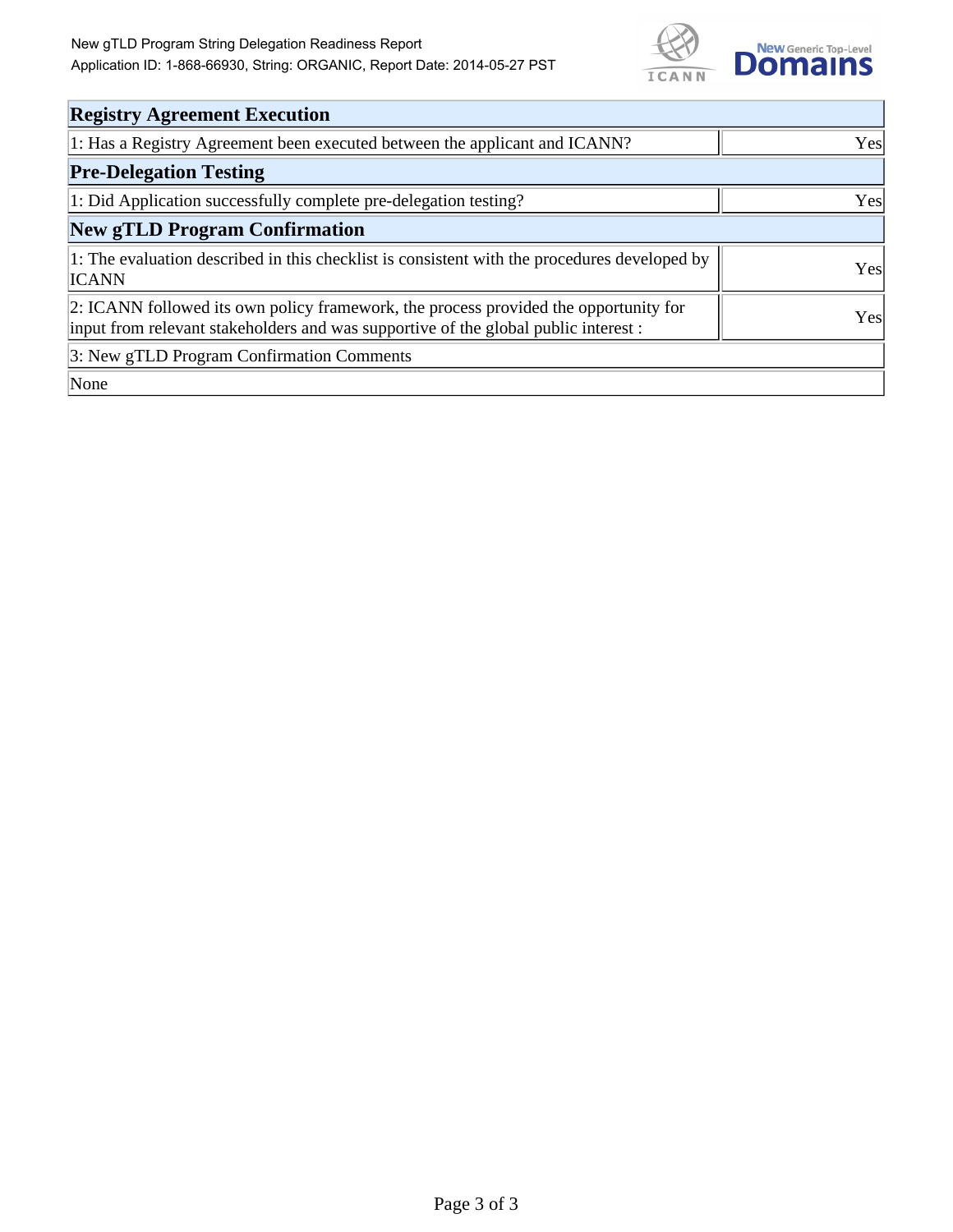| Registry Agreement Execution | |
|---|---|
| 1: Has a Registry Agreement been executed between the applicant and ICANN? | Yes |

| Pre-Delegation Testing | |
|---|---|
| 1: Did Application successfully complete pre-delegation testing? | Yes |

| New gTLD Program Confirmation | |
|---|---|
| 1: The evaluation described in this checklist is consistent with the procedures developed by ICANN | Yes |
| 2: ICANN followed its own policy framework, the process provided the opportunity for input from relevant stakeholders and was supportive of the global public interest : | Yes |
| 3: New gTLD Program Confirmation Comments | |
| None | |